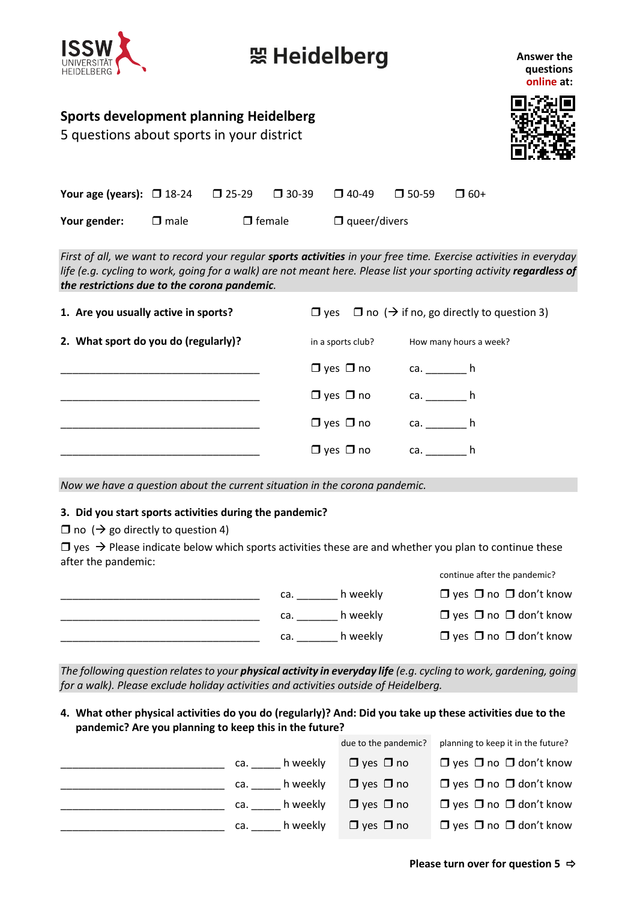ISSW UNIVERSITÄT HEIDELBERG

Heidelberg

**Answer the questions online at:**

## Sports development planning Heidelberg

5 questions about sports in your district

**Your age (years):** ❒ 18-24 ❒ 25-29 ❒ 30-39 ❒ 40-49 ❒ 50-59 ❒ 60+

**Your gender:** ❒ male ❒ female ❒ queer/divers

*First of all, we want to record your regular **sports activities** in your free time. Exercise activities in everyday life (e.g. cycling to work, going for a walk) are not meant here. Please list your sporting activity **regardless of the restrictions due to the corona pandemic**.*

**1. Are you usually active in sports?** ❒ yes ❒ no (→ if no, go directly to question 3)

**2. What sport do you do (regularly)?**

| | in a sports club? | How many hours a week? |
|---|---|---|
| ___________________________________ | ❒ yes ❒ no | ca. _______ h |
| ___________________________________ | ❒ yes ❒ no | ca. _______ h |
| ___________________________________ | ❒ yes ❒ no | ca. _______ h |
| ___________________________________ | ❒ yes ❒ no | ca. _______ h |

*Now we have a question about the current situation in the corona pandemic.*

**3. Did you start sports activities during the pandemic?**

❒ no (→ go directly to question 4)

❒ yes → Please indicate below which sports activities these are and whether you plan to continue these after the pandemic:

| | | continue after the pandemic? |
|---|---|---|
| ___________________________________ | ca. _______ h weekly | ❒ yes ❒ no ❒ don't know |
| ___________________________________ | ca. _______ h weekly | ❒ yes ❒ no ❒ don't know |
| ___________________________________ | ca. _______ h weekly | ❒ yes ❒ no ❒ don't know |

*The following question relates to your **physical activity in everyday life** (e.g. cycling to work, gardening, going for a walk). Please exclude holiday activities and activities outside of Heidelberg.*

**4. What other physical activities do you do (regularly)? And: Did you take up these activities due to the pandemic? Are you planning to keep this in the future?**

| | | due to the pandemic? | planning to keep it in the future? |
|---|---|---|---|
| _____________________________ | ca. _____ h weekly | ❒ yes ❒ no | ❒ yes ❒ no ❒ don't know |
| _____________________________ | ca. _____ h weekly | ❒ yes ❒ no | ❒ yes ❒ no ❒ don't know |
| _____________________________ | ca. _____ h weekly | ❒ yes ❒ no | ❒ yes ❒ no ❒ don't know |
| _____________________________ | ca. _____ h weekly | ❒ yes ❒ no | ❒ yes ❒ no ❒ don't know |

**Please turn over for question 5 ⇨**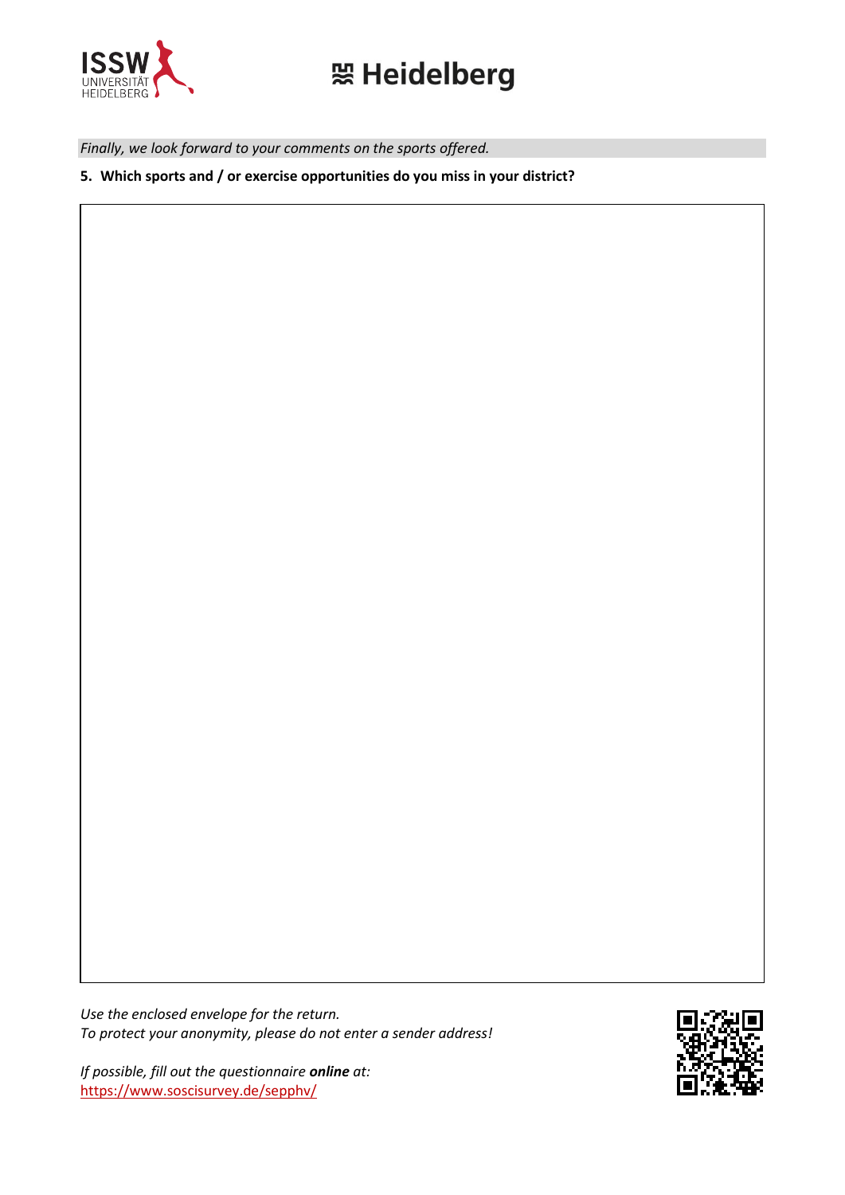*Finally, we look forward to your comments on the sports offered.*

**5. Which sports and / or exercise opportunities do you miss in your district?**

*Use the enclosed envelope for the return.*
*To protect your anonymity, please do not enter a sender address!*

*If possible, fill out the questionnaire* ***online*** *at:*
https://www.soscisurvey.de/sepphv/